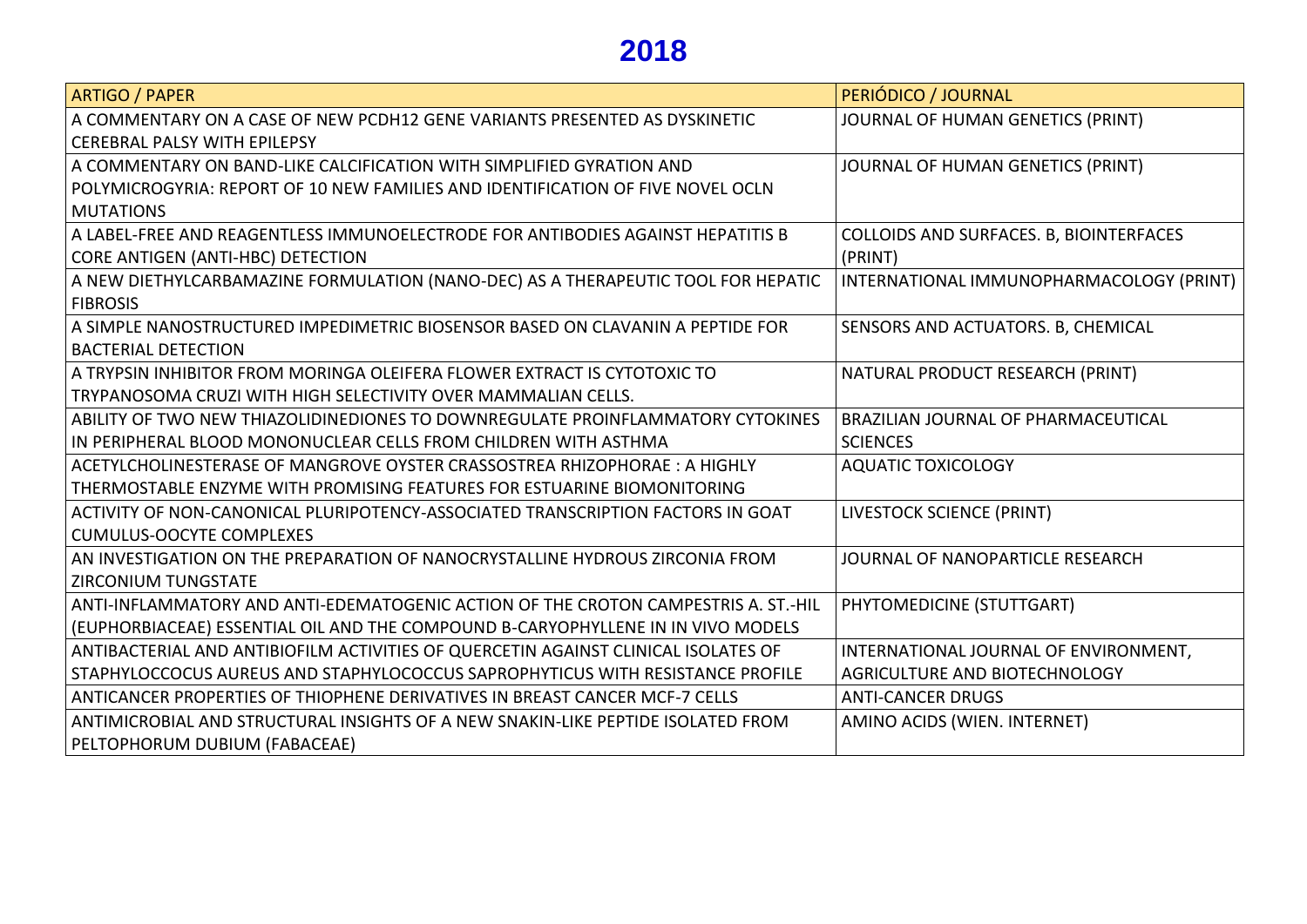# 2018

| ARTIGO / PAPER | PERIÓDICO / JOURNAL |
| --- | --- |
| A COMMENTARY ON A CASE OF NEW PCDH12 GENE VARIANTS PRESENTED AS DYSKINETIC CEREBRAL PALSY WITH EPILEPSY | JOURNAL OF HUMAN GENETICS (PRINT) |
| A COMMENTARY ON BAND-LIKE CALCIFICATION WITH SIMPLIFIED GYRATION AND POLYMICROGYRIA: REPORT OF 10 NEW FAMILIES AND IDENTIFICATION OF FIVE NOVEL OCLN MUTATIONS | JOURNAL OF HUMAN GENETICS (PRINT) |
| A LABEL-FREE AND REAGENTLESS IMMUNOELECTRODE FOR ANTIBODIES AGAINST HEPATITIS B CORE ANTIGEN (ANTI-HBC) DETECTION | COLLOIDS AND SURFACES. B, BIOINTERFACES (PRINT) |
| A NEW DIETHYLCARBAMAZINE FORMULATION (NANO-DEC) AS A THERAPEUTIC TOOL FOR HEPATIC FIBROSIS | INTERNATIONAL IMMUNOPHARMACOLOGY (PRINT) |
| A SIMPLE NANOSTRUCTURED IMPEDIMETRIC BIOSENSOR BASED ON CLAVANIN A PEPTIDE FOR BACTERIAL DETECTION | SENSORS AND ACTUATORS. B, CHEMICAL |
| A TRYPSIN INHIBITOR FROM MORINGA OLEIFERA FLOWER EXTRACT IS CYTOTOXIC TO TRYPANOSOMA CRUZI WITH HIGH SELECTIVITY OVER MAMMALIAN CELLS. | NATURAL PRODUCT RESEARCH (PRINT) |
| ABILITY OF TWO NEW THIAZOLIDINEDIONES TO DOWNREGULATE PROINFLAMMATORY CYTOKINES IN PERIPHERAL BLOOD MONONUCLEAR CELLS FROM CHILDREN WITH ASTHMA | BRAZILIAN JOURNAL OF PHARMACEUTICAL SCIENCES |
| ACETYLCHOLINESTERASE OF MANGROVE OYSTER CRASSOSTREA RHIZOPHORAE : A HIGHLY THERMOSTABLE ENZYME WITH PROMISING FEATURES FOR ESTUARINE BIOMONITORING | AQUATIC TOXICOLOGY |
| ACTIVITY OF NON-CANONICAL PLURIPOTENCY-ASSOCIATED TRANSCRIPTION FACTORS IN GOAT CUMULUS-OOCYTE COMPLEXES | LIVESTOCK SCIENCE (PRINT) |
| AN INVESTIGATION ON THE PREPARATION OF NANOCRYSTALLINE HYDROUS ZIRCONIA FROM ZIRCONIUM TUNGSTATE | JOURNAL OF NANOPARTICLE RESEARCH |
| ANTI-INFLAMMATORY AND ANTI-EDEMATOGENIC ACTION OF THE CROTON CAMPESTRIS A. ST.-HIL (EUPHORBIACEAE) ESSENTIAL OIL AND THE COMPOUND B-CARYOPHYLLENE IN IN VIVO MODELS | PHYTOMEDICINE (STUTTGART) |
| ANTIBACTERIAL AND ANTIBIOFILM ACTIVITIES OF QUERCETIN AGAINST CLINICAL ISOLATES OF STAPHYLOCCOCUS AUREUS AND STAPHYLOCOCCUS SAPROPHYTICUS WITH RESISTANCE PROFILE | INTERNATIONAL JOURNAL OF ENVIRONMENT, AGRICULTURE AND BIOTECHNOLOGY |
| ANTICANCER PROPERTIES OF THIOPHENE DERIVATIVES IN BREAST CANCER MCF-7 CELLS | ANTI-CANCER DRUGS |
| ANTIMICROBIAL AND STRUCTURAL INSIGHTS OF A NEW SNAKIN-LIKE PEPTIDE ISOLATED FROM PELTOPHORUM DUBIUM (FABACEAE) | AMINO ACIDS (WIEN. INTERNET) |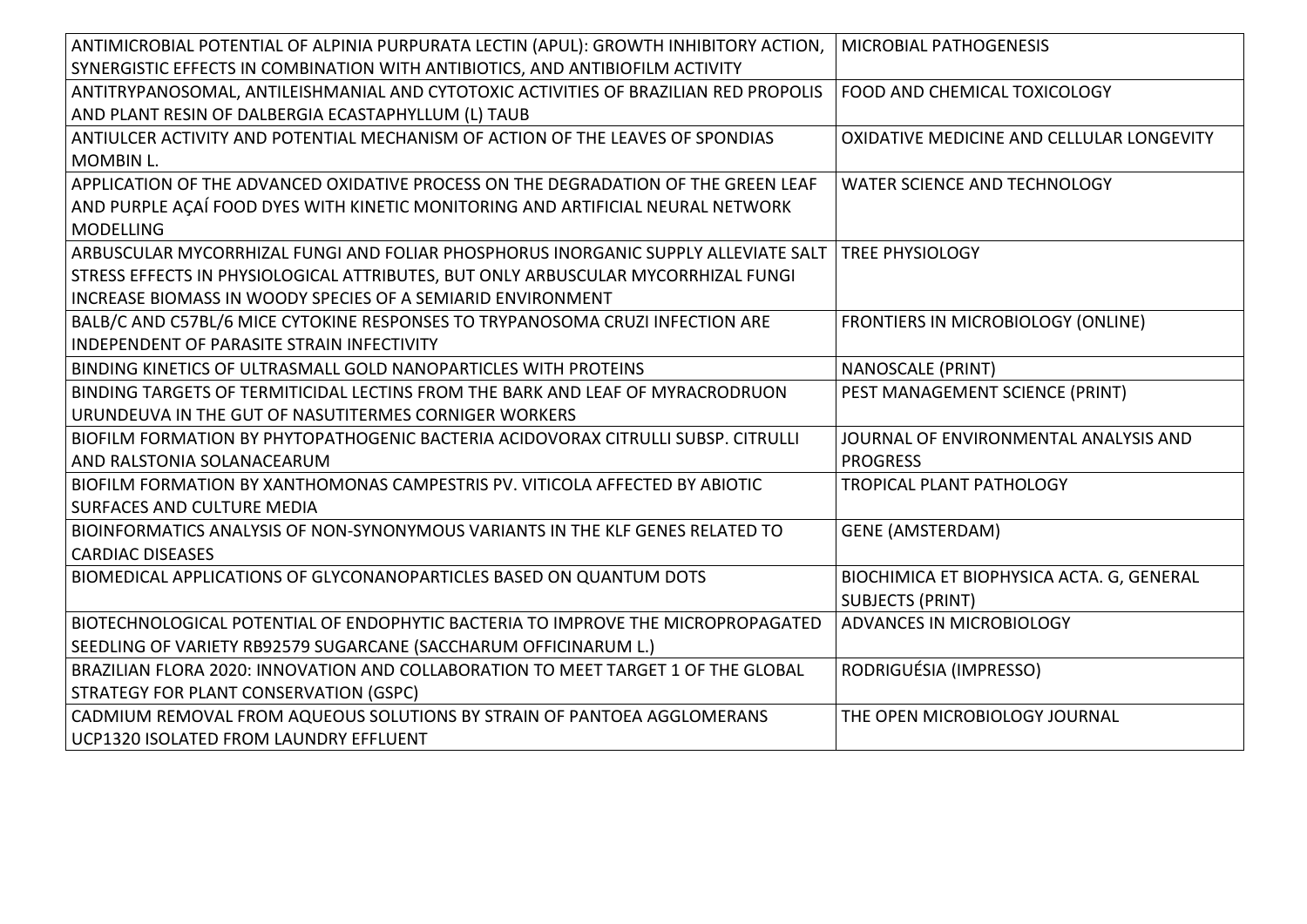| | |
|---|---|
| ANTIMICROBIAL POTENTIAL OF ALPINIA PURPURATA LECTIN (APUL): GROWTH INHIBITORY ACTION, SYNERGISTIC EFFECTS IN COMBINATION WITH ANTIBIOTICS, AND ANTIBIOFILM ACTIVITY | MICROBIAL PATHOGENESIS |
| ANTITRYPANOSOMAL, ANTILEISHMANIAL AND CYTOTOXIC ACTIVITIES OF BRAZILIAN RED PROPOLIS AND PLANT RESIN OF DALBERGIA ECASTAPHYLLUM (L) TAUB | FOOD AND CHEMICAL TOXICOLOGY |
| ANTIULCER ACTIVITY AND POTENTIAL MECHANISM OF ACTION OF THE LEAVES OF SPONDIAS MOMBIN L. | OXIDATIVE MEDICINE AND CELLULAR LONGEVITY |
| APPLICATION OF THE ADVANCED OXIDATIVE PROCESS ON THE DEGRADATION OF THE GREEN LEAF AND PURPLE AÇAÍ FOOD DYES WITH KINETIC MONITORING AND ARTIFICIAL NEURAL NETWORK MODELLING | WATER SCIENCE AND TECHNOLOGY |
| ARBUSCULAR MYCORRHIZAL FUNGI AND FOLIAR PHOSPHORUS INORGANIC SUPPLY ALLEVIATE SALT STRESS EFFECTS IN PHYSIOLOGICAL ATTRIBUTES, BUT ONLY ARBUSCULAR MYCORRHIZAL FUNGI INCREASE BIOMASS IN WOODY SPECIES OF A SEMIARID ENVIRONMENT | TREE PHYSIOLOGY |
| BALB/C AND C57BL/6 MICE CYTOKINE RESPONSES TO TRYPANOSOMA CRUZI INFECTION ARE INDEPENDENT OF PARASITE STRAIN INFECTIVITY | FRONTIERS IN MICROBIOLOGY (ONLINE) |
| BINDING KINETICS OF ULTRASMALL GOLD NANOPARTICLES WITH PROTEINS | NANOSCALE (PRINT) |
| BINDING TARGETS OF TERMITICIDAL LECTINS FROM THE BARK AND LEAF OF MYRACRODRUON URUNDEUVA IN THE GUT OF NASUTITERMES CORNIGER WORKERS | PEST MANAGEMENT SCIENCE (PRINT) |
| BIOFILM FORMATION BY PHYTOPATHOGENIC BACTERIA ACIDOVORAX CITRULLI SUBSP. CITRULLI AND RALSTONIA SOLANACEARUM | JOURNAL OF ENVIRONMENTAL ANALYSIS AND PROGRESS |
| BIOFILM FORMATION BY XANTHOMONAS CAMPESTRIS PV. VITICOLA AFFECTED BY ABIOTIC SURFACES AND CULTURE MEDIA | TROPICAL PLANT PATHOLOGY |
| BIOINFORMATICS ANALYSIS OF NON-SYNONYMOUS VARIANTS IN THE KLF GENES RELATED TO CARDIAC DISEASES | GENE (AMSTERDAM) |
| BIOMEDICAL APPLICATIONS OF GLYCONANOPARTICLES BASED ON QUANTUM DOTS | BIOCHIMICA ET BIOPHYSICA ACTA. G, GENERAL SUBJECTS (PRINT) |
| BIOTECHNOLOGICAL POTENTIAL OF ENDOPHYTIC BACTERIA TO IMPROVE THE MICROPROPAGATED SEEDLING OF VARIETY RB92579 SUGARCANE (SACCHARUM OFFICINARUM L.) | ADVANCES IN MICROBIOLOGY |
| BRAZILIAN FLORA 2020: INNOVATION AND COLLABORATION TO MEET TARGET 1 OF THE GLOBAL STRATEGY FOR PLANT CONSERVATION (GSPC) | RODRIGUÉSIA (IMPRESSO) |
| CADMIUM REMOVAL FROM AQUEOUS SOLUTIONS BY STRAIN OF PANTOEA AGGLOMERANS UCP1320 ISOLATED FROM LAUNDRY EFFLUENT | THE OPEN MICROBIOLOGY JOURNAL |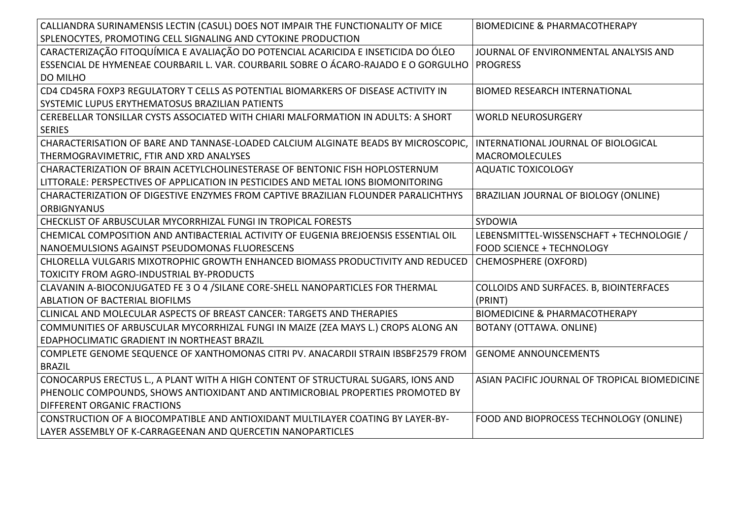| | |
|---|---|
| CALLIANDRA SURINAMENSIS LECTIN (CASUL) DOES NOT IMPAIR THE FUNCTIONALITY OF MICE SPLENOCYTES, PROMOTING CELL SIGNALING AND CYTOKINE PRODUCTION | BIOMEDICINE & PHARMACOTHERAPY |
| CARACTERIZAÇÃO FITOQUÍMICA E AVALIAÇÃO DO POTENCIAL ACARICIDA E INSETICIDA DO ÓLEO ESSENCIAL DE HYMENEAE COURBARIL L. VAR. COURBARIL SOBRE O ÁCARO-RAJADO E O GORGULHO DO MILHO | JOURNAL OF ENVIRONMENTAL ANALYSIS AND PROGRESS |
| CD4 CD45RA FOXP3 REGULATORY T CELLS AS POTENTIAL BIOMARKERS OF DISEASE ACTIVITY IN SYSTEMIC LUPUS ERYTHEMATOSUS BRAZILIAN PATIENTS | BIOMED RESEARCH INTERNATIONAL |
| CEREBELLAR TONSILLAR CYSTS ASSOCIATED WITH CHIARI MALFORMATION IN ADULTS: A SHORT SERIES | WORLD NEUROSURGERY |
| CHARACTERISATION OF BARE AND TANNASE-LOADED CALCIUM ALGINATE BEADS BY MICROSCOPIC, THERMOGRAVIMETRIC, FTIR AND XRD ANALYSES | INTERNATIONAL JOURNAL OF BIOLOGICAL MACROMOLECULES |
| CHARACTERIZATION OF BRAIN ACETYLCHOLINESTERASE OF BENTONIC FISH HOPLOSTERNUM LITTORALE: PERSPECTIVES OF APPLICATION IN PESTICIDES AND METAL IONS BIOMONITORING | AQUATIC TOXICOLOGY |
| CHARACTERIZATION OF DIGESTIVE ENZYMES FROM CAPTIVE BRAZILIAN FLOUNDER PARALICHTHYS ORBIGNYANUS | BRAZILIAN JOURNAL OF BIOLOGY (ONLINE) |
| CHECKLIST OF ARBUSCULAR MYCORRHIZAL FUNGI IN TROPICAL FORESTS | SYDOWIA |
| CHEMICAL COMPOSITION AND ANTIBACTERIAL ACTIVITY OF EUGENIA BREJOENSIS ESSENTIAL OIL NANOEMULSIONS AGAINST PSEUDOMONAS FLUORESCENS | LEBENSMITTEL-WISSENSCHAFT + TECHNOLOGIE / FOOD SCIENCE + TECHNOLOGY |
| CHLORELLA VULGARIS MIXOTROPHIC GROWTH ENHANCED BIOMASS PRODUCTIVITY AND REDUCED TOXICITY FROM AGRO-INDUSTRIAL BY-PRODUCTS | CHEMOSPHERE (OXFORD) |
| CLAVANIN A-BIOCONJUGATED FE 3 O 4 /SILANE CORE-SHELL NANOPARTICLES FOR THERMAL ABLATION OF BACTERIAL BIOFILMS | COLLOIDS AND SURFACES. B, BIOINTERFACES (PRINT) |
| CLINICAL AND MOLECULAR ASPECTS OF BREAST CANCER: TARGETS AND THERAPIES | BIOMEDICINE & PHARMACOTHERAPY |
| COMMUNITIES OF ARBUSCULAR MYCORRHIZAL FUNGI IN MAIZE (ZEA MAYS L.) CROPS ALONG AN EDAPHOCLIMATIC GRADIENT IN NORTHEAST BRAZIL | BOTANY (OTTAWA. ONLINE) |
| COMPLETE GENOME SEQUENCE OF XANTHOMONAS CITRI PV. ANACARDII STRAIN IBSBF2579 FROM BRAZIL | GENOME ANNOUNCEMENTS |
| CONOCARPUS ERECTUS L., A PLANT WITH A HIGH CONTENT OF STRUCTURAL SUGARS, IONS AND PHENOLIC COMPOUNDS, SHOWS ANTIOXIDANT AND ANTIMICROBIAL PROPERTIES PROMOTED BY DIFFERENT ORGANIC FRACTIONS | ASIAN PACIFIC JOURNAL OF TROPICAL BIOMEDICINE |
| CONSTRUCTION OF A BIOCOMPATIBLE AND ANTIOXIDANT MULTILAYER COATING BY LAYER-BY-LAYER ASSEMBLY OF K-CARRAGEENAN AND QUERCETIN NANOPARTICLES | FOOD AND BIOPROCESS TECHNOLOGY (ONLINE) |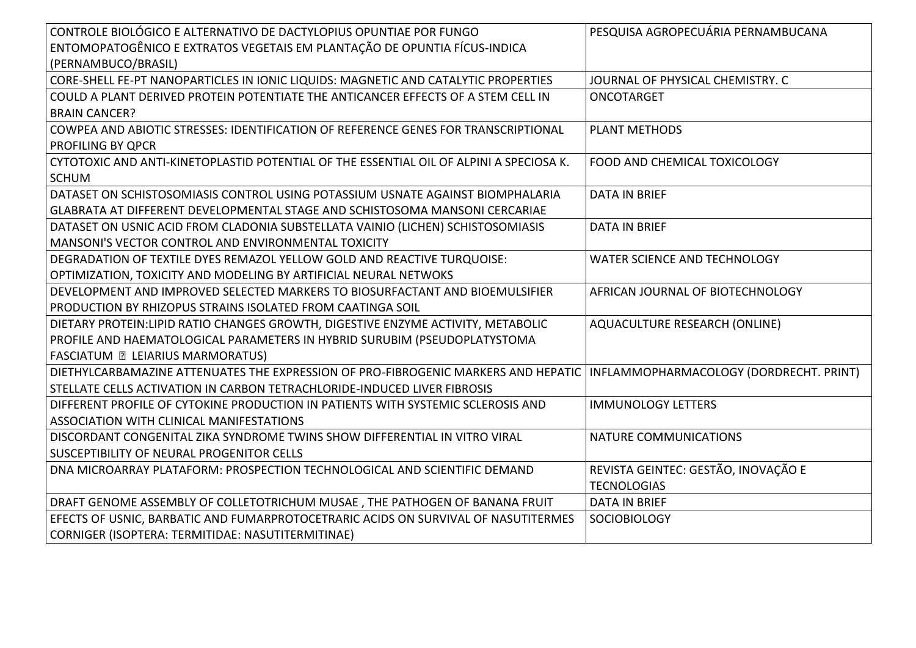| CONTROLE BIOLÓGICO E ALTERNATIVO DE DACTYLOPIUS OPUNTIAE POR FUNGO ENTOMOPATOGÊNICO E EXTRATOS VEGETAIS EM PLANTAÇÃO DE OPUNTIA FÍCUS-INDICA (PERNAMBUCO/BRASIL) | PESQUISA AGROPECUÁRIA PERNAMBUCANA |
|---|---|
| CORE-SHELL FE-PT NANOPARTICLES IN IONIC LIQUIDS: MAGNETIC AND CATALYTIC PROPERTIES | JOURNAL OF PHYSICAL CHEMISTRY. C |
| COULD A PLANT DERIVED PROTEIN POTENTIATE THE ANTICANCER EFFECTS OF A STEM CELL IN BRAIN CANCER? | ONCOTARGET |
| COWPEA AND ABIOTIC STRESSES: IDENTIFICATION OF REFERENCE GENES FOR TRANSCRIPTIONAL PROFILING BY QPCR | PLANT METHODS |
| CYTOTOXIC AND ANTI-KINETOPLASTID POTENTIAL OF THE ESSENTIAL OIL OF ALPINI A SPECIOSA K. SCHUM | FOOD AND CHEMICAL TOXICOLOGY |
| DATASET ON SCHISTOSOMIASIS CONTROL USING POTASSIUM USNATE AGAINST BIOMPHALARIA GLABRATA AT DIFFERENT DEVELOPMENTAL STAGE AND SCHISTOSOMA MANSONI CERCARIAE | DATA IN BRIEF |
| DATASET ON USNIC ACID FROM CLADONIA SUBSTELLATA VAINIO (LICHEN) SCHISTOSOMIASIS MANSONI'S VECTOR CONTROL AND ENVIRONMENTAL TOXICITY | DATA IN BRIEF |
| DEGRADATION OF TEXTILE DYES REMAZOL YELLOW GOLD AND REACTIVE TURQUOISE: OPTIMIZATION, TOXICITY AND MODELING BY ARTIFICIAL NEURAL NETWOKS | WATER SCIENCE AND TECHNOLOGY |
| DEVELOPMENT AND IMPROVED SELECTED MARKERS TO BIOSURFACTANT AND BIOEMULSIFIER PRODUCTION BY RHIZOPUS STRAINS ISOLATED FROM CAATINGA SOIL | AFRICAN JOURNAL OF BIOTECHNOLOGY |
| DIETARY PROTEIN:LIPID RATIO CHANGES GROWTH, DIGESTIVE ENZYME ACTIVITY, METABOLIC PROFILE AND HAEMATOLOGICAL PARAMETERS IN HYBRID SURUBIM (PSEUDOPLATYSTOMA FASCIATUM ? LEIARIUS MARMORATUS) | AQUACULTURE RESEARCH (ONLINE) |
| DIETHYLCARBAMAZINE ATTENUATES THE EXPRESSION OF PRO-FIBROGENIC MARKERS AND HEPATIC STELLATE CELLS ACTIVATION IN CARBON TETRACHLORIDE-INDUCED LIVER FIBROSIS | INFLAMMOPHARMACOLOGY (DORDRECHT. PRINT) |
| DIFFERENT PROFILE OF CYTOKINE PRODUCTION IN PATIENTS WITH SYSTEMIC SCLEROSIS AND ASSOCIATION WITH CLINICAL MANIFESTATIONS | IMMUNOLOGY LETTERS |
| DISCORDANT CONGENITAL ZIKA SYNDROME TWINS SHOW DIFFERENTIAL IN VITRO VIRAL SUSCEPTIBILITY OF NEURAL PROGENITOR CELLS | NATURE COMMUNICATIONS |
| DNA MICROARRAY PLATAFORM: PROSPECTION TECHNOLOGICAL AND SCIENTIFIC DEMAND | REVISTA GEINTEC: GESTÃO, INOVAÇÃO E TECNOLOGIAS |
| DRAFT GENOME ASSEMBLY OF COLLETOTRICHUM MUSAE , THE PATHOGEN OF BANANA FRUIT | DATA IN BRIEF |
| EFECTS OF USNIC, BARBATIC AND FUMARPROTOCETRARIC ACIDS ON SURVIVAL OF NASUTITERMES CORNIGER (ISOPTERA: TERMITIDAE: NASUTITERMITINAE) | SOCIOBIOLOGY |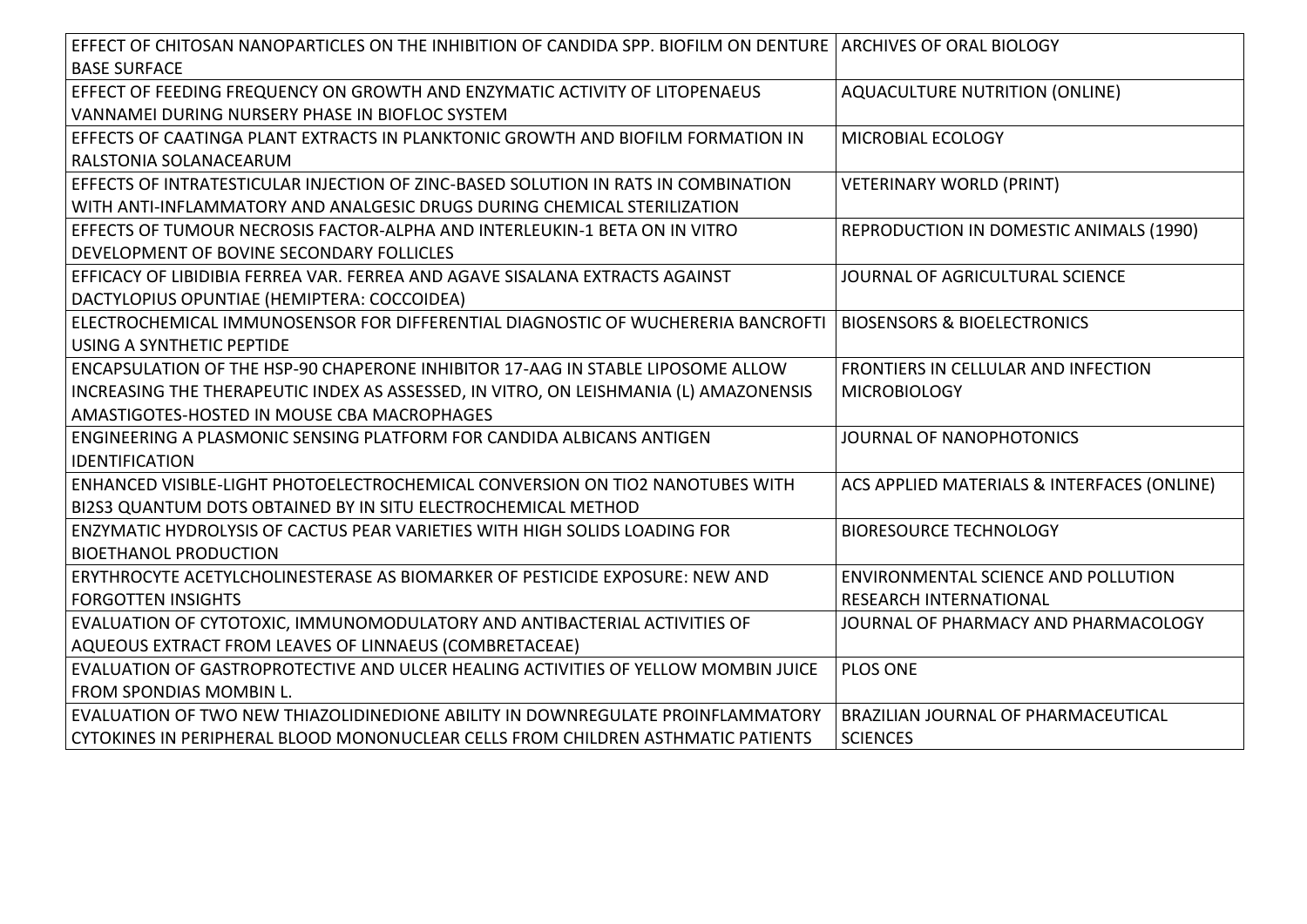| | |
|---|---|
| EFFECT OF CHITOSAN NANOPARTICLES ON THE INHIBITION OF CANDIDA SPP. BIOFILM ON DENTURE BASE SURFACE | ARCHIVES OF ORAL BIOLOGY |
| EFFECT OF FEEDING FREQUENCY ON GROWTH AND ENZYMATIC ACTIVITY OF LITOPENAEUS VANNAMEI DURING NURSERY PHASE IN BIOFLOC SYSTEM | AQUACULTURE NUTRITION (ONLINE) |
| EFFECTS OF CAATINGA PLANT EXTRACTS IN PLANKTONIC GROWTH AND BIOFILM FORMATION IN RALSTONIA SOLANACEARUM | MICROBIAL ECOLOGY |
| EFFECTS OF INTRATESTICULAR INJECTION OF ZINC-BASED SOLUTION IN RATS IN COMBINATION WITH ANTI-INFLAMMATORY AND ANALGESIC DRUGS DURING CHEMICAL STERILIZATION | VETERINARY WORLD (PRINT) |
| EFFECTS OF TUMOUR NECROSIS FACTOR-ALPHA AND INTERLEUKIN-1 BETA ON IN VITRO DEVELOPMENT OF BOVINE SECONDARY FOLLICLES | REPRODUCTION IN DOMESTIC ANIMALS (1990) |
| EFFICACY OF LIBIDIBIA FERREA VAR. FERREA AND AGAVE SISALANA EXTRACTS AGAINST DACTYLOPIUS OPUNTIAE (HEMIPTERA: COCCOIDEA) | JOURNAL OF AGRICULTURAL SCIENCE |
| ELECTROCHEMICAL IMMUNOSENSOR FOR DIFFERENTIAL DIAGNOSTIC OF WUCHERERIA BANCROFTI USING A SYNTHETIC PEPTIDE | BIOSENSORS & BIOELECTRONICS |
| ENCAPSULATION OF THE HSP-90 CHAPERONE INHIBITOR 17-AAG IN STABLE LIPOSOME ALLOW INCREASING THE THERAPEUTIC INDEX AS ASSESSED, IN VITRO, ON LEISHMANIA (L) AMAZONENSIS AMASTIGOTES-HOSTED IN MOUSE CBA MACROPHAGES | FRONTIERS IN CELLULAR AND INFECTION MICROBIOLOGY |
| ENGINEERING A PLASMONIC SENSING PLATFORM FOR CANDIDA ALBICANS ANTIGEN IDENTIFICATION | JOURNAL OF NANOPHOTONICS |
| ENHANCED VISIBLE-LIGHT PHOTOELECTROCHEMICAL CONVERSION ON TIO2 NANOTUBES WITH BI2S3 QUANTUM DOTS OBTAINED BY IN SITU ELECTROCHEMICAL METHOD | ACS APPLIED MATERIALS & INTERFACES (ONLINE) |
| ENZYMATIC HYDROLYSIS OF CACTUS PEAR VARIETIES WITH HIGH SOLIDS LOADING FOR BIOETHANOL PRODUCTION | BIORESOURCE TECHNOLOGY |
| ERYTHROCYTE ACETYLCHOLINESTERASE AS BIOMARKER OF PESTICIDE EXPOSURE: NEW AND FORGOTTEN INSIGHTS | ENVIRONMENTAL SCIENCE AND POLLUTION RESEARCH INTERNATIONAL |
| EVALUATION OF CYTOTOXIC, IMMUNOMODULATORY AND ANTIBACTERIAL ACTIVITIES OF AQUEOUS EXTRACT FROM LEAVES OF LINNAEUS (COMBRETACEAE) | JOURNAL OF PHARMACY AND PHARMACOLOGY |
| EVALUATION OF GASTROPROTECTIVE AND ULCER HEALING ACTIVITIES OF YELLOW MOMBIN JUICE FROM SPONDIAS MOMBIN L. | PLOS ONE |
| EVALUATION OF TWO NEW THIAZOLIDINEDIONE ABILITY IN DOWNREGULATE PROINFLAMMATORY CYTOKINES IN PERIPHERAL BLOOD MONONUCLEAR CELLS FROM CHILDREN ASTHMATIC PATIENTS | BRAZILIAN JOURNAL OF PHARMACEUTICAL SCIENCES |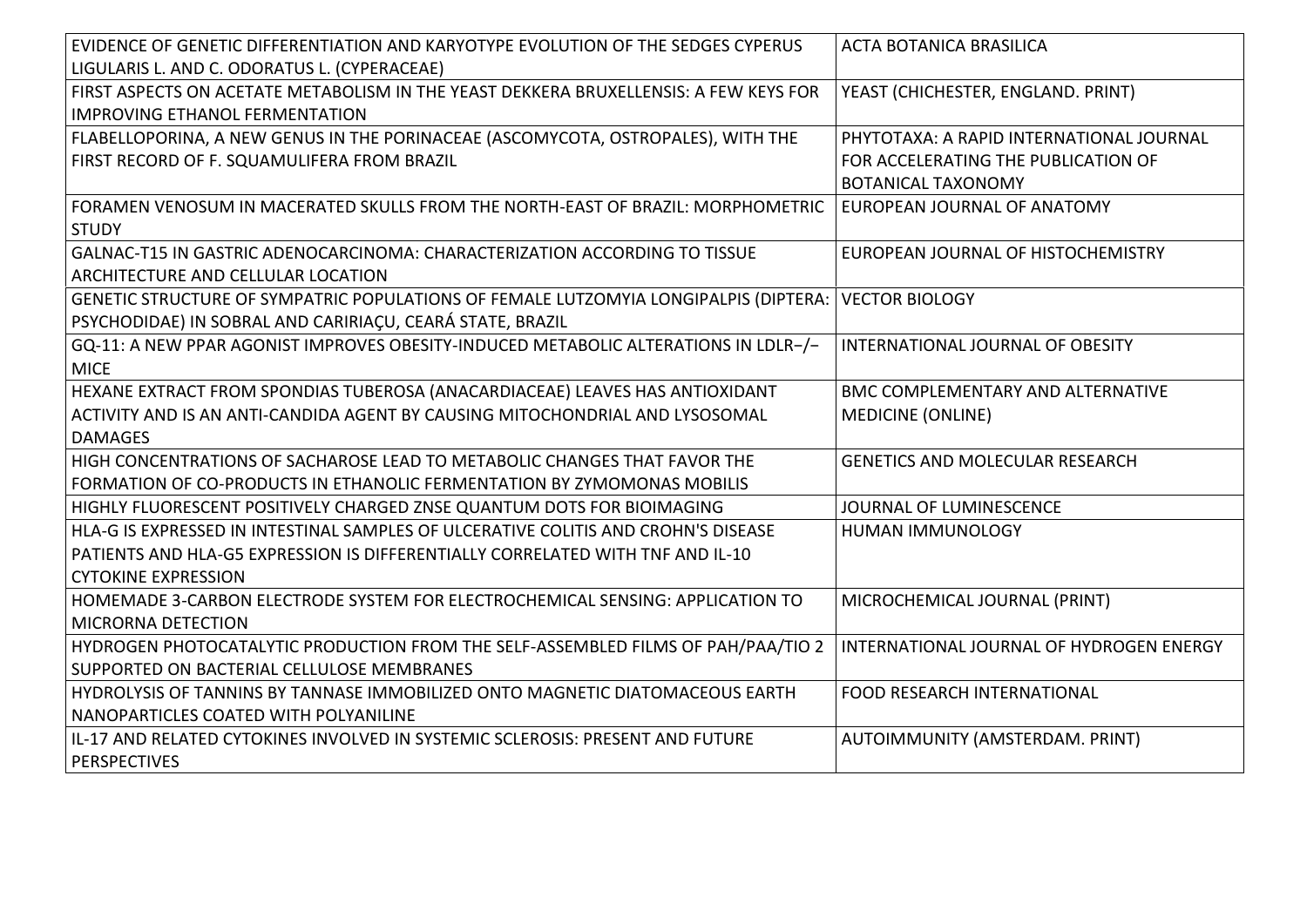| | |
|---|---|
| EVIDENCE OF GENETIC DIFFERENTIATION AND KARYOTYPE EVOLUTION OF THE SEDGES CYPERUS LIGULARIS L. AND C. ODORATUS L. (CYPERACEAE) | ACTA BOTANICA BRASILICA |
| FIRST ASPECTS ON ACETATE METABOLISM IN THE YEAST DEKKERA BRUXELLENSIS: A FEW KEYS FOR IMPROVING ETHANOL FERMENTATION | YEAST (CHICHESTER, ENGLAND. PRINT) |
| FLABELLOPORINA, A NEW GENUS IN THE PORINACEAE (ASCOMYCOTA, OSTROPALES), WITH THE FIRST RECORD OF F. SQUAMULIFERA FROM BRAZIL | PHYTOTAXA: A RAPID INTERNATIONAL JOURNAL FOR ACCELERATING THE PUBLICATION OF BOTANICAL TAXONOMY |
| FORAMEN VENOSUM IN MACERATED SKULLS FROM THE NORTH-EAST OF BRAZIL: MORPHOMETRIC STUDY | EUROPEAN JOURNAL OF ANATOMY |
| GALNAC-T15 IN GASTRIC ADENOCARCINOMA: CHARACTERIZATION ACCORDING TO TISSUE ARCHITECTURE AND CELLULAR LOCATION | EUROPEAN JOURNAL OF HISTOCHEMISTRY |
| GENETIC STRUCTURE OF SYMPATRIC POPULATIONS OF FEMALE LUTZOMYIA LONGIPALPIS (DIPTERA: PSYCHODIDAE) IN SOBRAL AND CARIRIAÇU, CEARÁ STATE, BRAZIL | VECTOR BIOLOGY |
| GQ-11: A NEW PPAR AGONIST IMPROVES OBESITY-INDUCED METABOLIC ALTERATIONS IN LDLR−/− MICE | INTERNATIONAL JOURNAL OF OBESITY |
| HEXANE EXTRACT FROM SPONDIAS TUBEROSA (ANACARDIACEAE) LEAVES HAS ANTIOXIDANT ACTIVITY AND IS AN ANTI-CANDIDA AGENT BY CAUSING MITOCHONDRIAL AND LYSOSOMAL DAMAGES | BMC COMPLEMENTARY AND ALTERNATIVE MEDICINE (ONLINE) |
| HIGH CONCENTRATIONS OF SACHAROSE LEAD TO METABOLIC CHANGES THAT FAVOR THE FORMATION OF CO-PRODUCTS IN ETHANOLIC FERMENTATION BY ZYMOMONAS MOBILIS | GENETICS AND MOLECULAR RESEARCH |
| HIGHLY FLUORESCENT POSITIVELY CHARGED ZNSE QUANTUM DOTS FOR BIOIMAGING | JOURNAL OF LUMINESCENCE |
| HLA-G IS EXPRESSED IN INTESTINAL SAMPLES OF ULCERATIVE COLITIS AND CROHN'S DISEASE PATIENTS AND HLA-G5 EXPRESSION IS DIFFERENTIALLY CORRELATED WITH TNF AND IL-10 CYTOKINE EXPRESSION | HUMAN IMMUNOLOGY |
| HOMEMADE 3-CARBON ELECTRODE SYSTEM FOR ELECTROCHEMICAL SENSING: APPLICATION TO MICRORNA DETECTION | MICROCHEMICAL JOURNAL (PRINT) |
| HYDROGEN PHOTOCATALYTIC PRODUCTION FROM THE SELF-ASSEMBLED FILMS OF PAH/PAA/TIO 2 SUPPORTED ON BACTERIAL CELLULOSE MEMBRANES | INTERNATIONAL JOURNAL OF HYDROGEN ENERGY |
| HYDROLYSIS OF TANNINS BY TANNASE IMMOBILIZED ONTO MAGNETIC DIATOMACEOUS EARTH NANOPARTICLES COATED WITH POLYANILINE | FOOD RESEARCH INTERNATIONAL |
| IL-17 AND RELATED CYTOKINES INVOLVED IN SYSTEMIC SCLEROSIS: PRESENT AND FUTURE PERSPECTIVES | AUTOIMMUNITY (AMSTERDAM. PRINT) |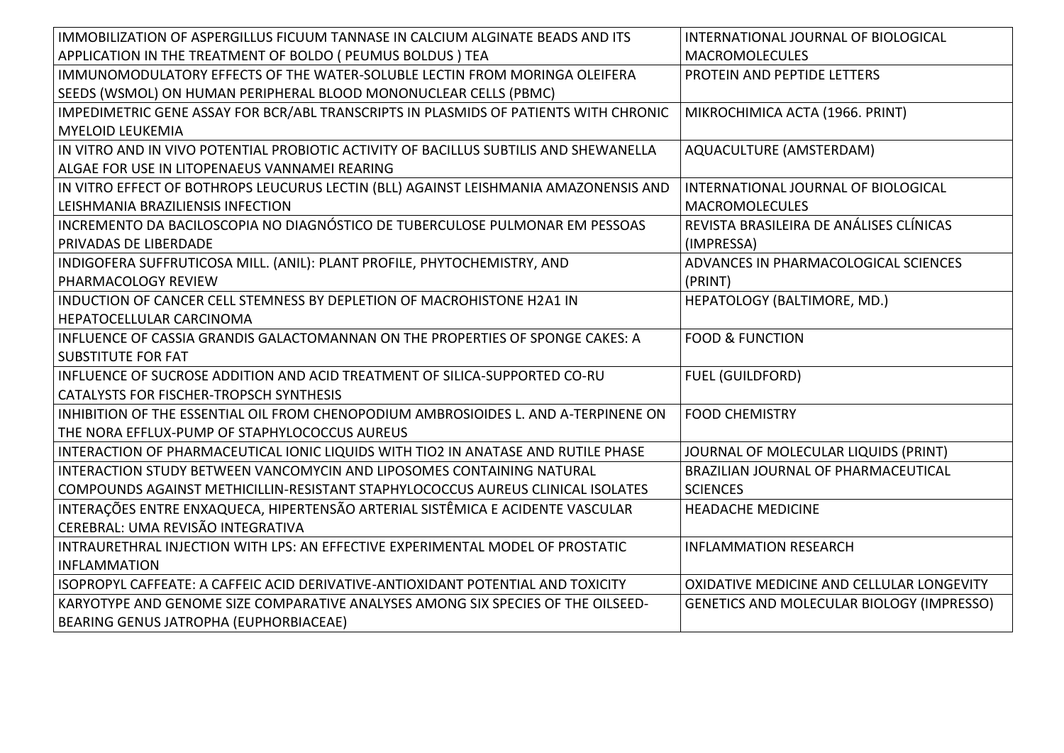| | |
|---|---|
| IMMOBILIZATION OF ASPERGILLUS FICUUM TANNASE IN CALCIUM ALGINATE BEADS AND ITS APPLICATION IN THE TREATMENT OF BOLDO ( PEUMUS BOLDUS ) TEA | INTERNATIONAL JOURNAL OF BIOLOGICAL MACROMOLECULES |
| IMMUNOMODULATORY EFFECTS OF THE WATER-SOLUBLE LECTIN FROM MORINGA OLEIFERA SEEDS (WSMOL) ON HUMAN PERIPHERAL BLOOD MONONUCLEAR CELLS (PBMC) | PROTEIN AND PEPTIDE LETTERS |
| IMPEDIMETRIC GENE ASSAY FOR BCR/ABL TRANSCRIPTS IN PLASMIDS OF PATIENTS WITH CHRONIC MYELOID LEUKEMIA | MIKROCHIMICA ACTA (1966. PRINT) |
| IN VITRO AND IN VIVO POTENTIAL PROBIOTIC ACTIVITY OF BACILLUS SUBTILIS AND SHEWANELLA ALGAE FOR USE IN LITOPENAEUS VANNAMEI REARING | AQUACULTURE (AMSTERDAM) |
| IN VITRO EFFECT OF BOTHROPS LEUCURUS LECTIN (BLL) AGAINST LEISHMANIA AMAZONENSIS AND LEISHMANIA BRAZILIENSIS INFECTION | INTERNATIONAL JOURNAL OF BIOLOGICAL MACROMOLECULES |
| INCREMENTO DA BACILOSCOPIA NO DIAGNÓSTICO DE TUBERCULOSE PULMONAR EM PESSOAS PRIVADAS DE LIBERDADE | REVISTA BRASILEIRA DE ANÁLISES CLÍNICAS (IMPRESSA) |
| INDIGOFERA SUFFRUTICOSA MILL. (ANIL): PLANT PROFILE, PHYTOCHEMISTRY, AND PHARMACOLOGY REVIEW | ADVANCES IN PHARMACOLOGICAL SCIENCES (PRINT) |
| INDUCTION OF CANCER CELL STEMNESS BY DEPLETION OF MACROHISTONE H2A1 IN HEPATOCELLULAR CARCINOMA | HEPATOLOGY (BALTIMORE, MD.) |
| INFLUENCE OF CASSIA GRANDIS GALACTOMANNAN ON THE PROPERTIES OF SPONGE CAKES: A SUBSTITUTE FOR FAT | FOOD & FUNCTION |
| INFLUENCE OF SUCROSE ADDITION AND ACID TREATMENT OF SILICA-SUPPORTED CO-RU CATALYSTS FOR FISCHER-TROPSCH SYNTHESIS | FUEL (GUILDFORD) |
| INHIBITION OF THE ESSENTIAL OIL FROM CHENOPODIUM AMBROSIOIDES L. AND A-TERPINENE ON THE NORA EFFLUX-PUMP OF STAPHYLOCOCCUS AUREUS | FOOD CHEMISTRY |
| INTERACTION OF PHARMACEUTICAL IONIC LIQUIDS WITH TIO2 IN ANATASE AND RUTILE PHASE | JOURNAL OF MOLECULAR LIQUIDS (PRINT) |
| INTERACTION STUDY BETWEEN VANCOMYCIN AND LIPOSOMES CONTAINING NATURAL COMPOUNDS AGAINST METHICILLIN-RESISTANT STAPHYLOCOCCUS AUREUS CLINICAL ISOLATES | BRAZILIAN JOURNAL OF PHARMACEUTICAL SCIENCES |
| INTERAÇÕES ENTRE ENXAQUECA, HIPERTENSÃO ARTERIAL SISTÊMICA E ACIDENTE VASCULAR CEREBRAL: UMA REVISÃO INTEGRATIVA | HEADACHE MEDICINE |
| INTRAURETHRAL INJECTION WITH LPS: AN EFFECTIVE EXPERIMENTAL MODEL OF PROSTATIC INFLAMMATION | INFLAMMATION RESEARCH |
| ISOPROPYL CAFFEATE: A CAFFEIC ACID DERIVATIVE-ANTIOXIDANT POTENTIAL AND TOXICITY | OXIDATIVE MEDICINE AND CELLULAR LONGEVITY |
| KARYOTYPE AND GENOME SIZE COMPARATIVE ANALYSES AMONG SIX SPECIES OF THE OILSEED-BEARING GENUS JATROPHA (EUPHORBIACEAE) | GENETICS AND MOLECULAR BIOLOGY (IMPRESSO) |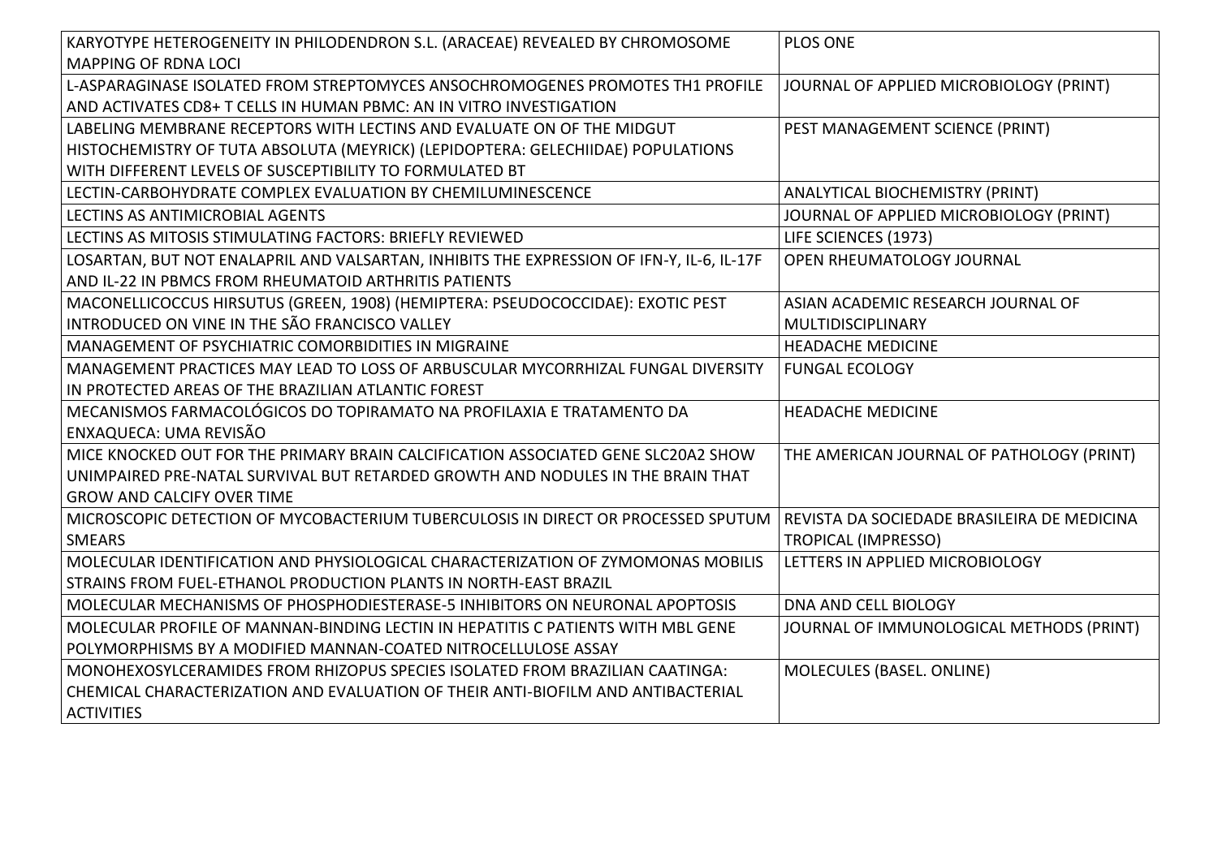| | |
|---|---|
| KARYOTYPE HETEROGENEITY IN PHILODENDRON S.L. (ARACEAE) REVEALED BY CHROMOSOME MAPPING OF RDNA LOCI | PLOS ONE |
| L-ASPARAGINASE ISOLATED FROM STREPTOMYCES ANSOCHROMOGENES PROMOTES TH1 PROFILE AND ACTIVATES CD8+ T CELLS IN HUMAN PBMC: AN IN VITRO INVESTIGATION | JOURNAL OF APPLIED MICROBIOLOGY (PRINT) |
| LABELING MEMBRANE RECEPTORS WITH LECTINS AND EVALUATE ON OF THE MIDGUT HISTOCHEMISTRY OF TUTA ABSOLUTA (MEYRICK) (LEPIDOPTERA: GELECHIIDAE) POPULATIONS WITH DIFFERENT LEVELS OF SUSCEPTIBILITY TO FORMULATED BT | PEST MANAGEMENT SCIENCE (PRINT) |
| LECTIN-CARBOHYDRATE COMPLEX EVALUATION BY CHEMILUMINESCENCE | ANALYTICAL BIOCHEMISTRY (PRINT) |
| LECTINS AS ANTIMICROBIAL AGENTS | JOURNAL OF APPLIED MICROBIOLOGY (PRINT) |
| LECTINS AS MITOSIS STIMULATING FACTORS: BRIEFLY REVIEWED | LIFE SCIENCES (1973) |
| LOSARTAN, BUT NOT ENALAPRIL AND VALSARTAN, INHIBITS THE EXPRESSION OF IFN-Y, IL-6, IL-17F AND IL-22 IN PBMCS FROM RHEUMATOID ARTHRITIS PATIENTS | OPEN RHEUMATOLOGY JOURNAL |
| MACONELLICOCCUS HIRSUTUS (GREEN, 1908) (HEMIPTERA: PSEUDOCOCCIDAE): EXOTIC PEST INTRODUCED ON VINE IN THE SÃO FRANCISCO VALLEY | ASIAN ACADEMIC RESEARCH JOURNAL OF MULTIDISCIPLINARY |
| MANAGEMENT OF PSYCHIATRIC COMORBIDITIES IN MIGRAINE | HEADACHE MEDICINE |
| MANAGEMENT PRACTICES MAY LEAD TO LOSS OF ARBUSCULAR MYCORRHIZAL FUNGAL DIVERSITY IN PROTECTED AREAS OF THE BRAZILIAN ATLANTIC FOREST | FUNGAL ECOLOGY |
| MECANISMOS FARMACOLÓGICOS DO TOPIRAMATO NA PROFILAXIA E TRATAMENTO DA ENXAQUECA: UMA REVISÃO | HEADACHE MEDICINE |
| MICE KNOCKED OUT FOR THE PRIMARY BRAIN CALCIFICATION ASSOCIATED GENE SLC20A2 SHOW UNIMPAIRED PRE-NATAL SURVIVAL BUT RETARDED GROWTH AND NODULES IN THE BRAIN THAT GROW AND CALCIFY OVER TIME | THE AMERICAN JOURNAL OF PATHOLOGY (PRINT) |
| MICROSCOPIC DETECTION OF MYCOBACTERIUM TUBERCULOSIS IN DIRECT OR PROCESSED SPUTUM SMEARS | REVISTA DA SOCIEDADE BRASILEIRA DE MEDICINA TROPICAL (IMPRESSO) |
| MOLECULAR IDENTIFICATION AND PHYSIOLOGICAL CHARACTERIZATION OF ZYMOMONAS MOBILIS STRAINS FROM FUEL-ETHANOL PRODUCTION PLANTS IN NORTH-EAST BRAZIL | LETTERS IN APPLIED MICROBIOLOGY |
| MOLECULAR MECHANISMS OF PHOSPHODIESTERASE-5 INHIBITORS ON NEURONAL APOPTOSIS | DNA AND CELL BIOLOGY |
| MOLECULAR PROFILE OF MANNAN-BINDING LECTIN IN HEPATITIS C PATIENTS WITH MBL GENE POLYMORPHISMS BY A MODIFIED MANNAN-COATED NITROCELLULOSE ASSAY | JOURNAL OF IMMUNOLOGICAL METHODS (PRINT) |
| MONOHEXOSYLCERAMIDES FROM RHIZOPUS SPECIES ISOLATED FROM BRAZILIAN CAATINGA: CHEMICAL CHARACTERIZATION AND EVALUATION OF THEIR ANTI-BIOFILM AND ANTIBACTERIAL ACTIVITIES | MOLECULES (BASEL. ONLINE) |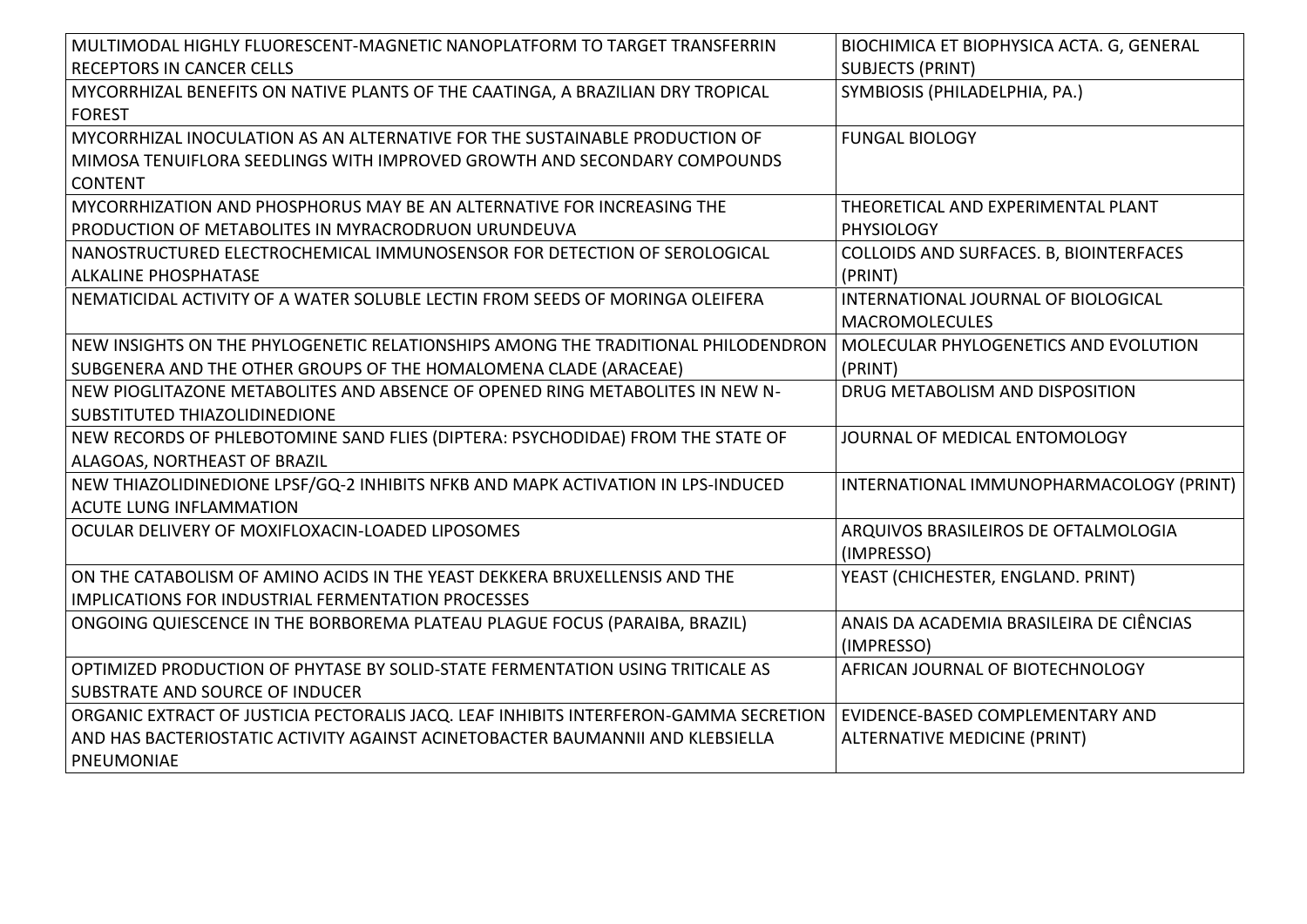| | |
|---|---|
| MULTIMODAL HIGHLY FLUORESCENT-MAGNETIC NANOPLATFORM TO TARGET TRANSFERRIN RECEPTORS IN CANCER CELLS | BIOCHIMICA ET BIOPHYSICA ACTA. G, GENERAL SUBJECTS (PRINT) |
| MYCORRHIZAL BENEFITS ON NATIVE PLANTS OF THE CAATINGA, A BRAZILIAN DRY TROPICAL FOREST | SYMBIOSIS (PHILADELPHIA, PA.) |
| MYCORRHIZAL INOCULATION AS AN ALTERNATIVE FOR THE SUSTAINABLE PRODUCTION OF MIMOSA TENUIFLORA SEEDLINGS WITH IMPROVED GROWTH AND SECONDARY COMPOUNDS CONTENT | FUNGAL BIOLOGY |
| MYCORRHIZATION AND PHOSPHORUS MAY BE AN ALTERNATIVE FOR INCREASING THE PRODUCTION OF METABOLITES IN MYRACRODRUON URUNDEUVA | THEORETICAL AND EXPERIMENTAL PLANT PHYSIOLOGY |
| NANOSTRUCTURED ELECTROCHEMICAL IMMUNOSENSOR FOR DETECTION OF SEROLOGICAL ALKALINE PHOSPHATASE | COLLOIDS AND SURFACES. B, BIOINTERFACES (PRINT) |
| NEMATICIDAL ACTIVITY OF A WATER SOLUBLE LECTIN FROM SEEDS OF MORINGA OLEIFERA | INTERNATIONAL JOURNAL OF BIOLOGICAL MACROMOLECULES |
| NEW INSIGHTS ON THE PHYLOGENETIC RELATIONSHIPS AMONG THE TRADITIONAL PHILODENDRON SUBGENERA AND THE OTHER GROUPS OF THE HOMALOMENA CLADE (ARACEAE) | MOLECULAR PHYLOGENETICS AND EVOLUTION (PRINT) |
| NEW PIOGLITAZONE METABOLITES AND ABSENCE OF OPENED RING METABOLITES IN NEW N-SUBSTITUTED THIAZOLIDINEDIONE | DRUG METABOLISM AND DISPOSITION |
| NEW RECORDS OF PHLEBOTOMINE SAND FLIES (DIPTERA: PSYCHODIDAE) FROM THE STATE OF ALAGOAS, NORTHEAST OF BRAZIL | JOURNAL OF MEDICAL ENTOMOLOGY |
| NEW THIAZOLIDINEDIONE LPSF/GQ-2 INHIBITS NFKB AND MAPK ACTIVATION IN LPS-INDUCED ACUTE LUNG INFLAMMATION | INTERNATIONAL IMMUNOPHARMACOLOGY (PRINT) |
| OCULAR DELIVERY OF MOXIFLOXACIN-LOADED LIPOSOMES | ARQUIVOS BRASILEIROS DE OFTALMOLOGIA (IMPRESSO) |
| ON THE CATABOLISM OF AMINO ACIDS IN THE YEAST DEKKERA BRUXELLENSIS AND THE IMPLICATIONS FOR INDUSTRIAL FERMENTATION PROCESSES | YEAST (CHICHESTER, ENGLAND. PRINT) |
| ONGOING QUIESCENCE IN THE BORBOREMA PLATEAU PLAGUE FOCUS (PARAIBA, BRAZIL) | ANAIS DA ACADEMIA BRASILEIRA DE CIÊNCIAS (IMPRESSO) |
| OPTIMIZED PRODUCTION OF PHYTASE BY SOLID-STATE FERMENTATION USING TRITICALE AS SUBSTRATE AND SOURCE OF INDUCER | AFRICAN JOURNAL OF BIOTECHNOLOGY |
| ORGANIC EXTRACT OF JUSTICIA PECTORALIS JACQ. LEAF INHIBITS INTERFERON-GAMMA SECRETION AND HAS BACTERIOSTATIC ACTIVITY AGAINST ACINETOBACTER BAUMANNII AND KLEBSIELLA PNEUMONIAE | EVIDENCE-BASED COMPLEMENTARY AND ALTERNATIVE MEDICINE (PRINT) |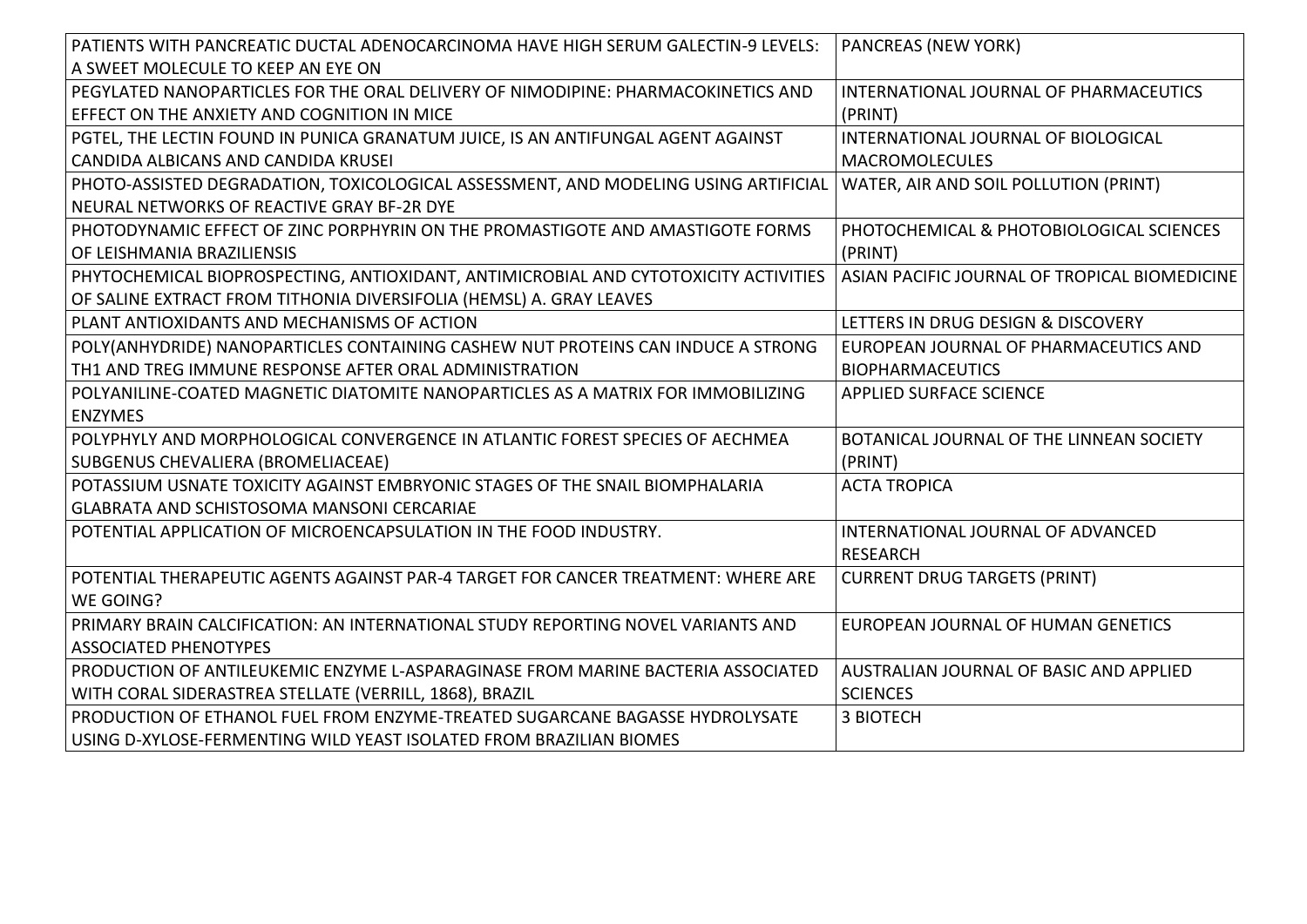| | |
|---|---|
| PATIENTS WITH PANCREATIC DUCTAL ADENOCARCINOMA HAVE HIGH SERUM GALECTIN-9 LEVELS: A SWEET MOLECULE TO KEEP AN EYE ON | PANCREAS (NEW YORK) |
| PEGYLATED NANOPARTICLES FOR THE ORAL DELIVERY OF NIMODIPINE: PHARMACOKINETICS AND EFFECT ON THE ANXIETY AND COGNITION IN MICE | INTERNATIONAL JOURNAL OF PHARMACEUTICS (PRINT) |
| PGTEL, THE LECTIN FOUND IN PUNICA GRANATUM JUICE, IS AN ANTIFUNGAL AGENT AGAINST CANDIDA ALBICANS AND CANDIDA KRUSEI | INTERNATIONAL JOURNAL OF BIOLOGICAL MACROMOLECULES |
| PHOTO-ASSISTED DEGRADATION, TOXICOLOGICAL ASSESSMENT, AND MODELING USING ARTIFICIAL NEURAL NETWORKS OF REACTIVE GRAY BF-2R DYE | WATER, AIR AND SOIL POLLUTION (PRINT) |
| PHOTODYNAMIC EFFECT OF ZINC PORPHYRIN ON THE PROMASTIGOTE AND AMASTIGOTE FORMS OF LEISHMANIA BRAZILIENSIS | PHOTOCHEMICAL & PHOTOBIOLOGICAL SCIENCES (PRINT) |
| PHYTOCHEMICAL BIOPROSPECTING, ANTIOXIDANT, ANTIMICROBIAL AND CYTOTOXICITY ACTIVITIES OF SALINE EXTRACT FROM TITHONIA DIVERSIFOLIA (HEMSL) A. GRAY LEAVES | ASIAN PACIFIC JOURNAL OF TROPICAL BIOMEDICINE |
| PLANT ANTIOXIDANTS AND MECHANISMS OF ACTION | LETTERS IN DRUG DESIGN & DISCOVERY |
| POLY(ANHYDRIDE) NANOPARTICLES CONTAINING CASHEW NUT PROTEINS CAN INDUCE A STRONG TH1 AND TREG IMMUNE RESPONSE AFTER ORAL ADMINISTRATION | EUROPEAN JOURNAL OF PHARMACEUTICS AND BIOPHARMACEUTICS |
| POLYANILINE-COATED MAGNETIC DIATOMITE NANOPARTICLES AS A MATRIX FOR IMMOBILIZING ENZYMES | APPLIED SURFACE SCIENCE |
| POLYPHYLY AND MORPHOLOGICAL CONVERGENCE IN ATLANTIC FOREST SPECIES OF AECHMEA SUBGENUS CHEVALIERA (BROMELIACEAE) | BOTANICAL JOURNAL OF THE LINNEAN SOCIETY (PRINT) |
| POTASSIUM USNATE TOXICITY AGAINST EMBRYONIC STAGES OF THE SNAIL BIOMPHALARIA GLABRATA AND SCHISTOSOMA MANSONI CERCARIAE | ACTA TROPICA |
| POTENTIAL APPLICATION OF MICROENCAPSULATION IN THE FOOD INDUSTRY. | INTERNATIONAL JOURNAL OF ADVANCED RESEARCH |
| POTENTIAL THERAPEUTIC AGENTS AGAINST PAR-4 TARGET FOR CANCER TREATMENT: WHERE ARE WE GOING? | CURRENT DRUG TARGETS (PRINT) |
| PRIMARY BRAIN CALCIFICATION: AN INTERNATIONAL STUDY REPORTING NOVEL VARIANTS AND ASSOCIATED PHENOTYPES | EUROPEAN JOURNAL OF HUMAN GENETICS |
| PRODUCTION OF ANTILEUKEMIC ENZYME L-ASPARAGINASE FROM MARINE BACTERIA ASSOCIATED WITH CORAL SIDERASTREA STELLATE (VERRILL, 1868), BRAZIL | AUSTRALIAN JOURNAL OF BASIC AND APPLIED SCIENCES |
| PRODUCTION OF ETHANOL FUEL FROM ENZYME-TREATED SUGARCANE BAGASSE HYDROLYSATE USING D-XYLOSE-FERMENTING WILD YEAST ISOLATED FROM BRAZILIAN BIOMES | 3 BIOTECH |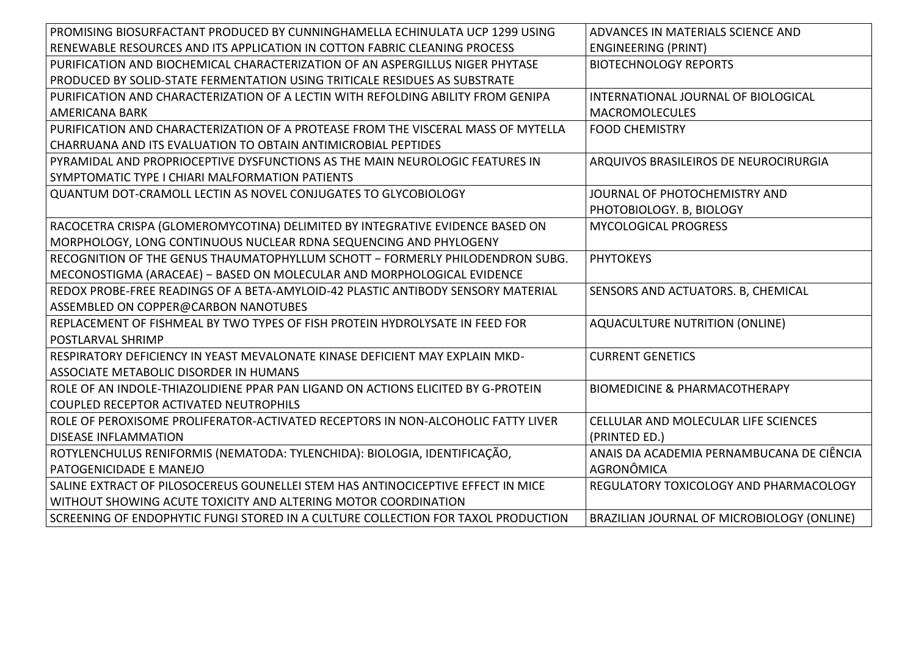| | |
|---|---|
| PROMISING BIOSURFACTANT PRODUCED BY CUNNINGHAMELLA ECHINULATA UCP 1299 USING RENEWABLE RESOURCES AND ITS APPLICATION IN COTTON FABRIC CLEANING PROCESS | ADVANCES IN MATERIALS SCIENCE AND ENGINEERING (PRINT) |
| PURIFICATION AND BIOCHEMICAL CHARACTERIZATION OF AN ASPERGILLUS NIGER PHYTASE PRODUCED BY SOLID-STATE FERMENTATION USING TRITICALE RESIDUES AS SUBSTRATE | BIOTECHNOLOGY REPORTS |
| PURIFICATION AND CHARACTERIZATION OF A LECTIN WITH REFOLDING ABILITY FROM GENIPA AMERICANA BARK | INTERNATIONAL JOURNAL OF BIOLOGICAL MACROMOLECULES |
| PURIFICATION AND CHARACTERIZATION OF A PROTEASE FROM THE VISCERAL MASS OF MYTELLA CHARRUANA AND ITS EVALUATION TO OBTAIN ANTIMICROBIAL PEPTIDES | FOOD CHEMISTRY |
| PYRAMIDAL AND PROPRIOCEPTIVE DYSFUNCTIONS AS THE MAIN NEUROLOGIC FEATURES IN SYMPTOMATIC TYPE I CHIARI MALFORMATION PATIENTS | ARQUIVOS BRASILEIROS DE NEUROCIRURGIA |
| QUANTUM DOT-CRAMOLL LECTIN AS NOVEL CONJUGATES TO GLYCOBIOLOGY | JOURNAL OF PHOTOCHEMISTRY AND PHOTOBIOLOGY. B, BIOLOGY |
| RACOCETRA CRISPA (GLOMEROMYCOTINA) DELIMITED BY INTEGRATIVE EVIDENCE BASED ON MORPHOLOGY, LONG CONTINUOUS NUCLEAR RDNA SEQUENCING AND PHYLOGENY | MYCOLOGICAL PROGRESS |
| RECOGNITION OF THE GENUS THAUMATOPHYLLUM SCHOTT – FORMERLY PHILODENDRON SUBG. MECONOSTIGMA (ARACEAE) – BASED ON MOLECULAR AND MORPHOLOGICAL EVIDENCE | PHYTOKEYS |
| REDOX PROBE-FREE READINGS OF A BETA-AMYLOID-42 PLASTIC ANTIBODY SENSORY MATERIAL ASSEMBLED ON COPPER@CARBON NANOTUBES | SENSORS AND ACTUATORS. B, CHEMICAL |
| REPLACEMENT OF FISHMEAL BY TWO TYPES OF FISH PROTEIN HYDROLYSATE IN FEED FOR POSTLARVAL SHRIMP | AQUACULTURE NUTRITION (ONLINE) |
| RESPIRATORY DEFICIENCY IN YEAST MEVALONATE KINASE DEFICIENT MAY EXPLAIN MKD-ASSOCIATE METABOLIC DISORDER IN HUMANS | CURRENT GENETICS |
| ROLE OF AN INDOLE-THIAZOLIDIENE PPAR PAN LIGAND ON ACTIONS ELICITED BY G-PROTEIN COUPLED RECEPTOR ACTIVATED NEUTROPHILS | BIOMEDICINE & PHARMACOTHERAPY |
| ROLE OF PEROXISOME PROLIFERATOR-ACTIVATED RECEPTORS IN NON-ALCOHOLIC FATTY LIVER DISEASE INFLAMMATION | CELLULAR AND MOLECULAR LIFE SCIENCES (PRINTED ED.) |
| ROTYLENCHULUS RENIFORMIS (NEMATODA: TYLENCHIDA): BIOLOGIA, IDENTIFICAÇÃO, PATOGENICIDADE E MANEJO | ANAIS DA ACADEMIA PERNAMBUCANA DE CIÊNCIA AGRONÔMICA |
| SALINE EXTRACT OF PILOSOCEREUS GOUNELLEI STEM HAS ANTINOCICEPTIVE EFFECT IN MICE WITHOUT SHOWING ACUTE TOXICITY AND ALTERING MOTOR COORDINATION | REGULATORY TOXICOLOGY AND PHARMACOLOGY |
| SCREENING OF ENDOPHYTIC FUNGI STORED IN A CULTURE COLLECTION FOR TAXOL PRODUCTION | BRAZILIAN JOURNAL OF MICROBIOLOGY (ONLINE) |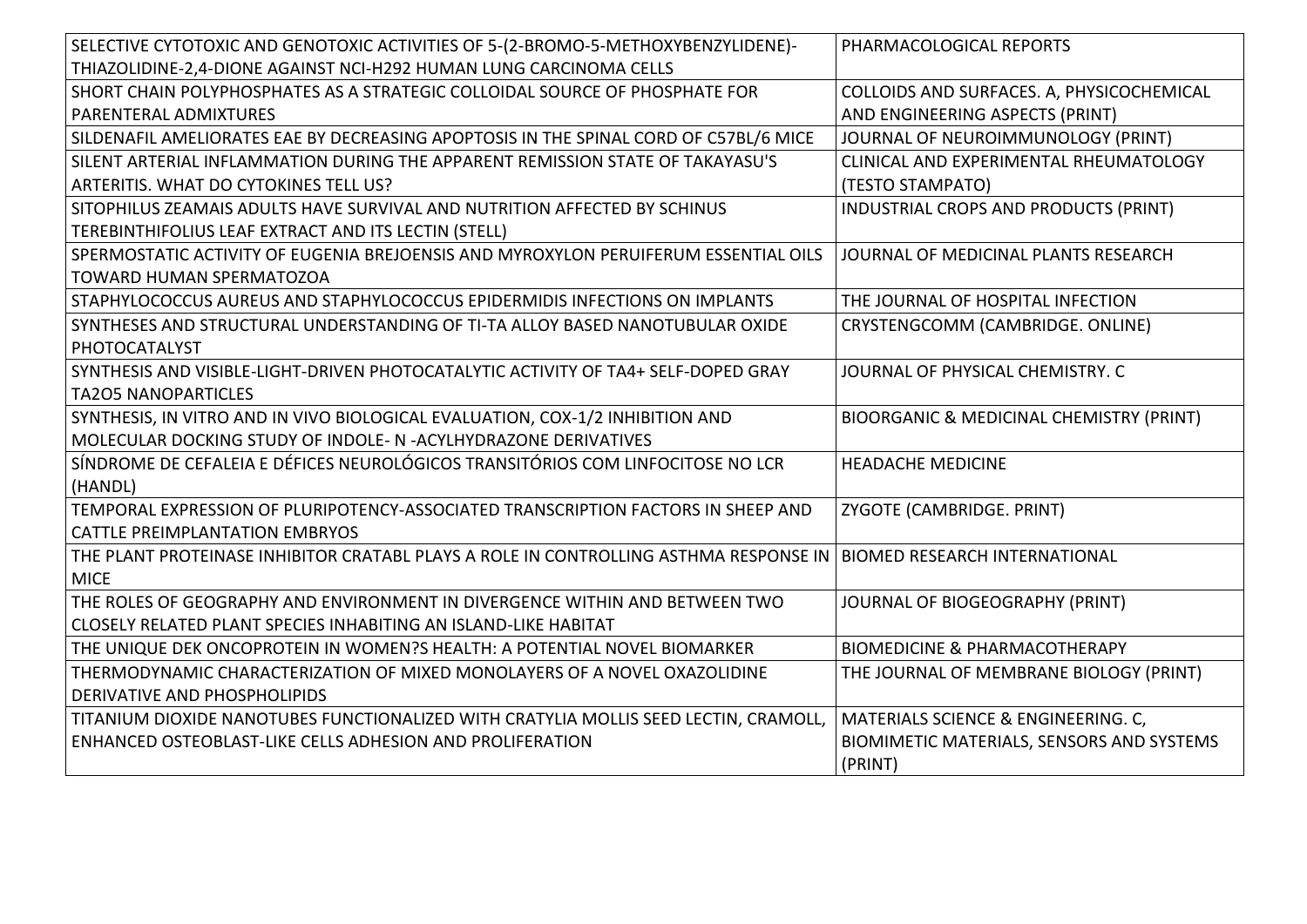| | |
|---|---|
| SELECTIVE CYTOTOXIC AND GENOTOXIC ACTIVITIES OF 5-(2-BROMO-5-METHOXYBENZYLIDENE)-THIAZOLIDINE-2,4-DIONE AGAINST NCI-H292 HUMAN LUNG CARCINOMA CELLS | PHARMACOLOGICAL REPORTS |
| SHORT CHAIN POLYPHOSPHATES AS A STRATEGIC COLLOIDAL SOURCE OF PHOSPHATE FOR PARENTERAL ADMIXTURES | COLLOIDS AND SURFACES. A, PHYSICOCHEMICAL AND ENGINEERING ASPECTS (PRINT) |
| SILDENAFIL AMELIORATES EAE BY DECREASING APOPTOSIS IN THE SPINAL CORD OF C57BL/6 MICE | JOURNAL OF NEUROIMMUNOLOGY (PRINT) |
| SILENT ARTERIAL INFLAMMATION DURING THE APPARENT REMISSION STATE OF TAKAYASU'S ARTERITIS. WHAT DO CYTOKINES TELL US? | CLINICAL AND EXPERIMENTAL RHEUMATOLOGY (TESTO STAMPATO) |
| SITOPHILUS ZEAMAIS ADULTS HAVE SURVIVAL AND NUTRITION AFFECTED BY SCHINUS TEREBINTHIFOLIUS LEAF EXTRACT AND ITS LECTIN (STELL) | INDUSTRIAL CROPS AND PRODUCTS (PRINT) |
| SPERMOSTATIC ACTIVITY OF EUGENIA BREJOENSIS AND MYROXYLON PERUIFERUM ESSENTIAL OILS TOWARD HUMAN SPERMATOZOA | JOURNAL OF MEDICINAL PLANTS RESEARCH |
| STAPHYLOCOCCUS AUREUS AND STAPHYLOCOCCUS EPIDERMIDIS INFECTIONS ON IMPLANTS | THE JOURNAL OF HOSPITAL INFECTION |
| SYNTHESES AND STRUCTURAL UNDERSTANDING OF TI-TA ALLOY BASED NANOTUBULAR OXIDE PHOTOCATALYST | CRYSTENGCOMM (CAMBRIDGE. ONLINE) |
| SYNTHESIS AND VISIBLE-LIGHT-DRIVEN PHOTOCATALYTIC ACTIVITY OF TA4+ SELF-DOPED GRAY TA2O5 NANOPARTICLES | JOURNAL OF PHYSICAL CHEMISTRY. C |
| SYNTHESIS, IN VITRO AND IN VIVO BIOLOGICAL EVALUATION, COX-1/2 INHIBITION AND MOLECULAR DOCKING STUDY OF INDOLE- N -ACYLHYDRAZONE DERIVATIVES | BIOORGANIC & MEDICINAL CHEMISTRY (PRINT) |
| SÍNDROME DE CEFALEIA E DÉFICES NEUROLÓGICOS TRANSITÓRIOS COM LINFOCITOSE NO LCR (HANDL) | HEADACHE MEDICINE |
| TEMPORAL EXPRESSION OF PLURIPOTENCY-ASSOCIATED TRANSCRIPTION FACTORS IN SHEEP AND CATTLE PREIMPLANTATION EMBRYOS | ZYGOTE (CAMBRIDGE. PRINT) |
| THE PLANT PROTEINASE INHIBITOR CRATABL PLAYS A ROLE IN CONTROLLING ASTHMA RESPONSE IN MICE | BIOMED RESEARCH INTERNATIONAL |
| THE ROLES OF GEOGRAPHY AND ENVIRONMENT IN DIVERGENCE WITHIN AND BETWEEN TWO CLOSELY RELATED PLANT SPECIES INHABITING AN ISLAND-LIKE HABITAT | JOURNAL OF BIOGEOGRAPHY (PRINT) |
| THE UNIQUE DEK ONCOPROTEIN IN WOMEN?S HEALTH: A POTENTIAL NOVEL BIOMARKER | BIOMEDICINE & PHARMACOTHERAPY |
| THERMODYNAMIC CHARACTERIZATION OF MIXED MONOLAYERS OF A NOVEL OXAZOLIDINE DERIVATIVE AND PHOSPHOLIPIDS | THE JOURNAL OF MEMBRANE BIOLOGY (PRINT) |
| TITANIUM DIOXIDE NANOTUBES FUNCTIONALIZED WITH CRATYLIA MOLLIS SEED LECTIN, CRAMOLL, ENHANCED OSTEOBLAST-LIKE CELLS ADHESION AND PROLIFERATION | MATERIALS SCIENCE & ENGINEERING. C, BIOMIMETIC MATERIALS, SENSORS AND SYSTEMS (PRINT) |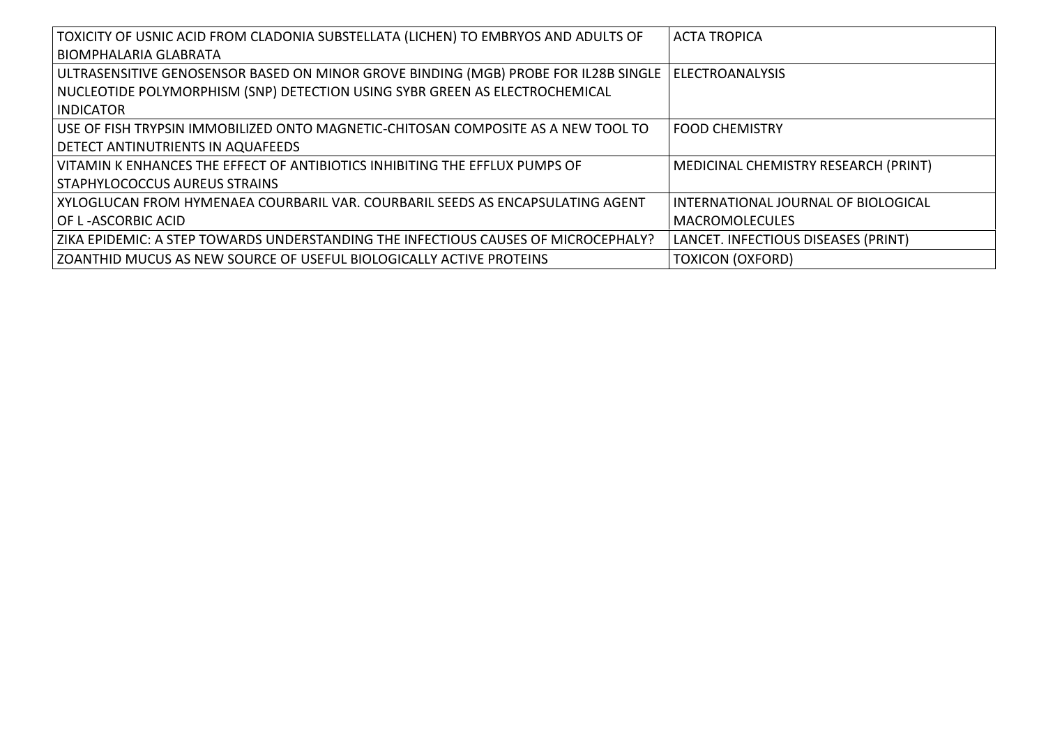| | |
|---|---|
| TOXICITY OF USNIC ACID FROM CLADONIA SUBSTELLATA (LICHEN) TO EMBRYOS AND ADULTS OF BIOMPHALARIA GLABRATA | ACTA TROPICA |
| ULTRASENSITIVE GENOSENSOR BASED ON MINOR GROVE BINDING (MGB) PROBE FOR IL28B SINGLE NUCLEOTIDE POLYMORPHISM (SNP) DETECTION USING SYBR GREEN AS ELECTROCHEMICAL INDICATOR | ELECTROANALYSIS |
| USE OF FISH TRYPSIN IMMOBILIZED ONTO MAGNETIC-CHITOSAN COMPOSITE AS A NEW TOOL TO DETECT ANTINUTRIENTS IN AQUAFEEDS | FOOD CHEMISTRY |
| VITAMIN K ENHANCES THE EFFECT OF ANTIBIOTICS INHIBITING THE EFFLUX PUMPS OF STAPHYLOCOCCUS AUREUS STRAINS | MEDICINAL CHEMISTRY RESEARCH (PRINT) |
| XYLOGLUCAN FROM HYMENAEA COURBARIL VAR. COURBARIL SEEDS AS ENCAPSULATING AGENT OF L -ASCORBIC ACID | INTERNATIONAL JOURNAL OF BIOLOGICAL MACROMOLECULES |
| ZIKA EPIDEMIC: A STEP TOWARDS UNDERSTANDING THE INFECTIOUS CAUSES OF MICROCEPHALY? | LANCET. INFECTIOUS DISEASES (PRINT) |
| ZOANTHID MUCUS AS NEW SOURCE OF USEFUL BIOLOGICALLY ACTIVE PROTEINS | TOXICON (OXFORD) |